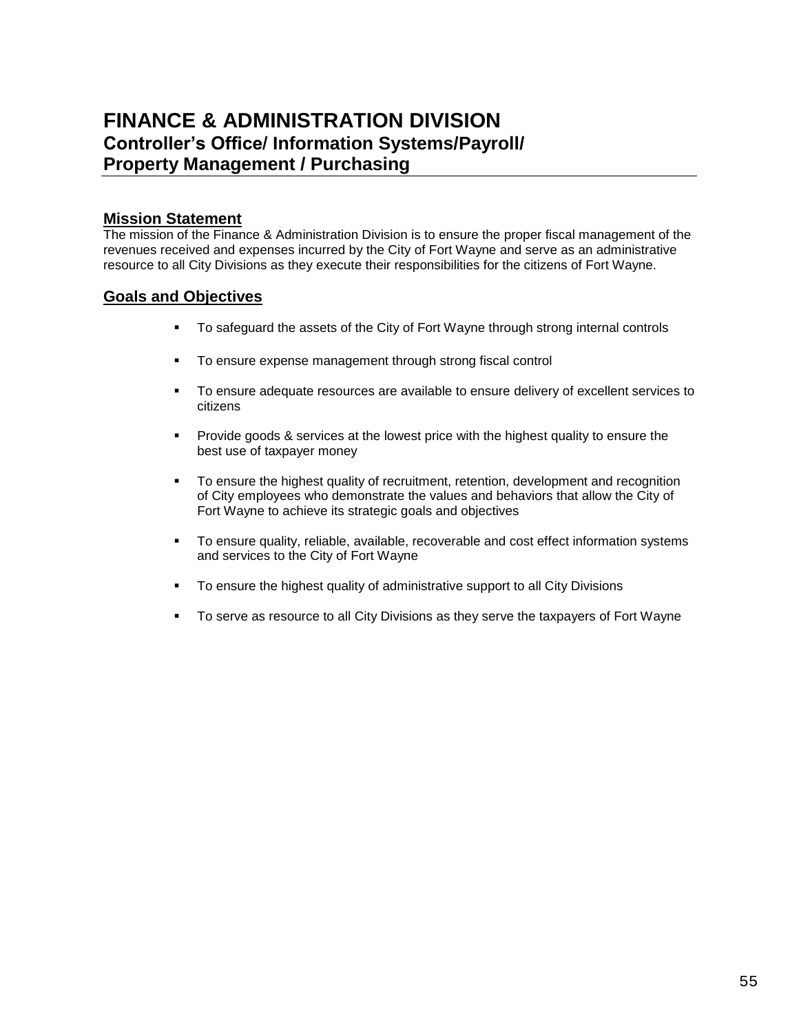# FINANCE & ADMINISTRATION DIVISION
## Controller's Office/ Information Systems/Payroll/ Property Management / Purchasing

### Mission Statement

The mission of the Finance & Administration Division is to ensure the proper fiscal management of the revenues received and expenses incurred by the City of Fort Wayne and serve as an administrative resource to all City Divisions as they execute their responsibilities for the citizens of Fort Wayne.

### Goals and Objectives

- To safeguard the assets of the City of Fort Wayne through strong internal controls
- To ensure expense management through strong fiscal control
- To ensure adequate resources are available to ensure delivery of excellent services to citizens
- Provide goods & services at the lowest price with the highest quality to ensure the best use of taxpayer money
- To ensure the highest quality of recruitment, retention, development and recognition of City employees who demonstrate the values and behaviors that allow the City of Fort Wayne to achieve its strategic goals and objectives
- To ensure quality, reliable, available, recoverable and cost effect information systems and services to the City of Fort Wayne
- To ensure the highest quality of administrative support to all City Divisions
- To serve as resource to all City Divisions as they serve the taxpayers of Fort Wayne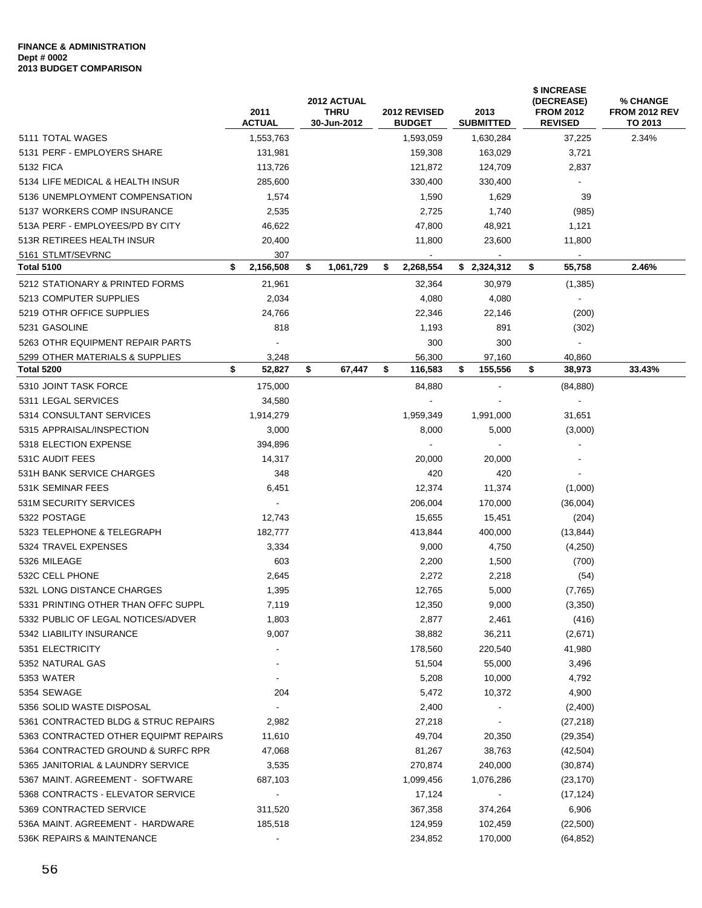**FINANCE & ADMINISTRATION**
**Dept # 0002**
**2013 BUDGET COMPARISON**

| | 2011 ACTUAL | 2012 ACTUAL THRU 30-Jun-2012 | 2012 REVISED BUDGET | 2013 SUBMITTED | $ INCREASE (DECREASE) FROM 2012 REVISED | % CHANGE FROM 2012 REV TO 2013 |
|---|---|---|---|---|---|---|
| 5111 TOTAL WAGES | 1,553,763 | | 1,593,059 | 1,630,284 | 37,225 | 2.34% |
| 5131 PERF - EMPLOYERS SHARE | 131,981 | | 159,308 | 163,029 | 3,721 | |
| 5132 FICA | 113,726 | | 121,872 | 124,709 | 2,837 | |
| 5134 LIFE MEDICAL & HEALTH INSUR | 285,600 | | 330,400 | 330,400 | - | |
| 5136 UNEMPLOYMENT COMPENSATION | 1,574 | | 1,590 | 1,629 | 39 | |
| 5137 WORKERS COMP INSURANCE | 2,535 | | 2,725 | 1,740 | (985) | |
| 513A PERF - EMPLOYEES/PD BY CITY | 46,622 | | 47,800 | 48,921 | 1,121 | |
| 513R RETIREES HEALTH INSUR | 20,400 | | 11,800 | 23,600 | 11,800 | |
| 5161 STLMT/SEVRNC | 307 | | - | - | - | |
| **Total 5100** | **$ 2,156,508** | **$ 1,061,729** | **$ 2,268,554** | **$ 2,324,312** | **$ 55,758** | **2.46%** |
| 5212 STATIONARY & PRINTED FORMS | 21,961 | | 32,364 | 30,979 | (1,385) | |
| 5213 COMPUTER SUPPLIES | 2,034 | | 4,080 | 4,080 | - | |
| 5219 OTHR OFFICE SUPPLIES | 24,766 | | 22,346 | 22,146 | (200) | |
| 5231 GASOLINE | 818 | | 1,193 | 891 | (302) | |
| 5263 OTHR EQUIPMENT REPAIR PARTS | - | | 300 | 300 | - | |
| 5299 OTHER MATERIALS & SUPPLIES | 3,248 | | 56,300 | 97,160 | 40,860 | |
| **Total 5200** | **$ 52,827** | **$ 67,447** | **$ 116,583** | **$ 155,556** | **$ 38,973** | **33.43%** |
| 5310 JOINT TASK FORCE | 175,000 | | 84,880 | - | (84,880) | |
| 5311 LEGAL SERVICES | 34,580 | | - | - | - | |
| 5314 CONSULTANT SERVICES | 1,914,279 | | 1,959,349 | 1,991,000 | 31,651 | |
| 5315 APPRAISAL/INSPECTION | 3,000 | | 8,000 | 5,000 | (3,000) | |
| 5318 ELECTION EXPENSE | 394,896 | | - | - | - | |
| 531C AUDIT FEES | 14,317 | | 20,000 | 20,000 | - | |
| 531H BANK SERVICE CHARGES | 348 | | 420 | 420 | - | |
| 531K SEMINAR FEES | 6,451 | | 12,374 | 11,374 | (1,000) | |
| 531M SECURITY SERVICES | - | | 206,004 | 170,000 | (36,004) | |
| 5322 POSTAGE | 12,743 | | 15,655 | 15,451 | (204) | |
| 5323 TELEPHONE & TELEGRAPH | 182,777 | | 413,844 | 400,000 | (13,844) | |
| 5324 TRAVEL EXPENSES | 3,334 | | 9,000 | 4,750 | (4,250) | |
| 5326 MILEAGE | 603 | | 2,200 | 1,500 | (700) | |
| 532C CELL PHONE | 2,645 | | 2,272 | 2,218 | (54) | |
| 532L LONG DISTANCE CHARGES | 1,395 | | 12,765 | 5,000 | (7,765) | |
| 5331 PRINTING OTHER THAN OFFC SUPPL | 7,119 | | 12,350 | 9,000 | (3,350) | |
| 5332 PUBLIC OF LEGAL NOTICES/ADVER | 1,803 | | 2,877 | 2,461 | (416) | |
| 5342 LIABILITY INSURANCE | 9,007 | | 38,882 | 36,211 | (2,671) | |
| 5351 ELECTRICITY | - | | 178,560 | 220,540 | 41,980 | |
| 5352 NATURAL GAS | - | | 51,504 | 55,000 | 3,496 | |
| 5353 WATER | - | | 5,208 | 10,000 | 4,792 | |
| 5354 SEWAGE | 204 | | 5,472 | 10,372 | 4,900 | |
| 5356 SOLID WASTE DISPOSAL | - | | 2,400 | - | (2,400) | |
| 5361 CONTRACTED BLDG & STRUC REPAIRS | 2,982 | | 27,218 | - | (27,218) | |
| 5363 CONTRACTED OTHER EQUIPMT REPAIRS | 11,610 | | 49,704 | 20,350 | (29,354) | |
| 5364 CONTRACTED GROUND & SURFC RPR | 47,068 | | 81,267 | 38,763 | (42,504) | |
| 5365 JANITORIAL & LAUNDRY SERVICE | 3,535 | | 270,874 | 240,000 | (30,874) | |
| 5367 MAINT. AGREEMENT - SOFTWARE | 687,103 | | 1,099,456 | 1,076,286 | (23,170) | |
| 5368 CONTRACTS - ELEVATOR SERVICE | - | | 17,124 | - | (17,124) | |
| 5369 CONTRACTED SERVICE | 311,520 | | 367,358 | 374,264 | 6,906 | |
| 536A MAINT. AGREEMENT - HARDWARE | 185,518 | | 124,959 | 102,459 | (22,500) | |
| 536K REPAIRS & MAINTENANCE | - | | 234,852 | 170,000 | (64,852) | |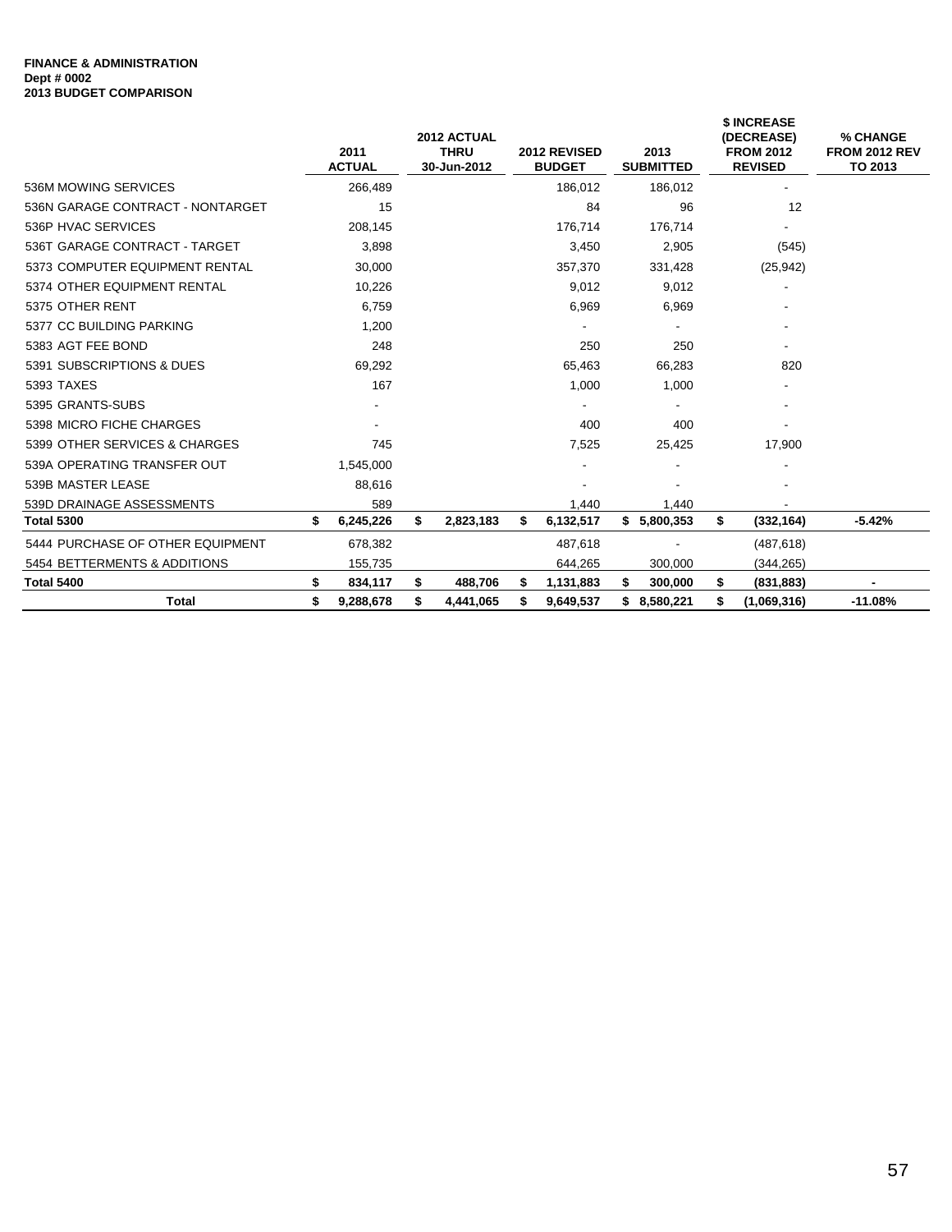**FINANCE & ADMINISTRATION**
**Dept # 0002**
**2013 BUDGET COMPARISON**

| | 2011 ACTUAL | 2012 ACTUAL THRU 30-Jun-2012 | 2012 REVISED BUDGET | 2013 SUBMITTED | $ INCREASE (DECREASE) FROM 2012 REVISED | % CHANGE FROM 2012 REV TO 2013 |
|---|---|---|---|---|---|---|
| 536M MOWING SERVICES | 266,489 | | 186,012 | 186,012 | - | |
| 536N GARAGE CONTRACT - NONTARGET | 15 | | 84 | 96 | 12 | |
| 536P HVAC SERVICES | 208,145 | | 176,714 | 176,714 | - | |
| 536T GARAGE CONTRACT - TARGET | 3,898 | | 3,450 | 2,905 | (545) | |
| 5373 COMPUTER EQUIPMENT RENTAL | 30,000 | | 357,370 | 331,428 | (25,942) | |
| 5374 OTHER EQUIPMENT RENTAL | 10,226 | | 9,012 | 9,012 | - | |
| 5375 OTHER RENT | 6,759 | | 6,969 | 6,969 | - | |
| 5377 CC BUILDING PARKING | 1,200 | | - | - | - | |
| 5383 AGT FEE BOND | 248 | | 250 | 250 | - | |
| 5391 SUBSCRIPTIONS & DUES | 69,292 | | 65,463 | 66,283 | 820 | |
| 5393 TAXES | 167 | | 1,000 | 1,000 | - | |
| 5395 GRANTS-SUBS | - | | - | - | - | |
| 5398 MICRO FICHE CHARGES | - | | 400 | 400 | - | |
| 5399 OTHER SERVICES & CHARGES | 745 | | 7,525 | 25,425 | 17,900 | |
| 539A OPERATING TRANSFER OUT | 1,545,000 | | - | - | - | |
| 539B MASTER LEASE | 88,616 | | - | - | - | |
| 539D DRAINAGE ASSESSMENTS | 589 | | 1,440 | 1,440 | - | |
| **Total 5300** | **$ 6,245,226** | **$ 2,823,183** | **$ 6,132,517** | **$ 5,800,353** | **$ (332,164)** | **-5.42%** |
| 5444 PURCHASE OF OTHER EQUIPMENT | 678,382 | | 487,618 | - | (487,618) | |
| 5454 BETTERMENTS & ADDITIONS | 155,735 | | 644,265 | 300,000 | (344,265) | |
| **Total 5400** | **$ 834,117** | **$ 488,706** | **$ 1,131,883** | **$ 300,000** | **$ (831,883)** | **-** |
| **Total** | **$ 9,288,678** | **$ 4,441,065** | **$ 9,649,537** | **$ 8,580,221** | **$ (1,069,316)** | **-11.08%** |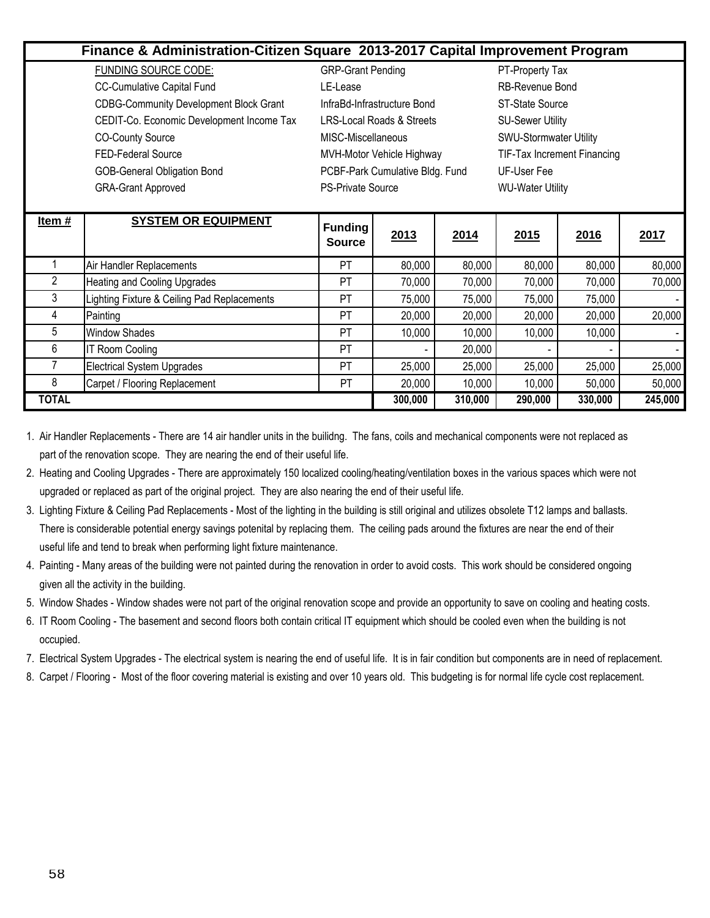# Finance & Administration-Citizen Square 2013-2017 Capital Improvement Program

| FUNDING SOURCE CODE: | | |
|---|---|---|
| CC-Cumulative Capital Fund | GRP-Grant Pending | PT-Property Tax |
| CDBG-Community Development Block Grant | LE-Lease | RB-Revenue Bond |
| CEDIT-Co. Economic Development Income Tax | InfraBd-Infrastructure Bond | ST-State Source |
| CO-County Source | LRS-Local Roads & Streets | SU-Sewer Utility |
| FED-Federal Source | MISC-Miscellaneous | SWU-Stormwater Utility |
| GOB-General Obligation Bond | MVH-Motor Vehicle Highway | TIF-Tax Increment Financing |
| GRA-Grant Approved | PCBF-Park Cumulative Bldg. Fund | UF-User Fee |
| | PS-Private Source | WU-Water Utility |

| Item # | SYSTEM OR EQUIPMENT | Funding Source | 2013 | 2014 | 2015 | 2016 | 2017 |
|---|---|---|---|---|---|---|---|
| 1 | Air Handler Replacements | PT | 80,000 | 80,000 | 80,000 | 80,000 | 80,000 |
| 2 | Heating and Cooling Upgrades | PT | 70,000 | 70,000 | 70,000 | 70,000 | 70,000 |
| 3 | Lighting Fixture & Ceiling Pad Replacements | PT | 75,000 | 75,000 | 75,000 | 75,000 | - |
| 4 | Painting | PT | 20,000 | 20,000 | 20,000 | 20,000 | 20,000 |
| 5 | Window Shades | PT | 10,000 | 10,000 | 10,000 | 10,000 | - |
| 6 | IT Room Cooling | PT | - | 20,000 | - | - | - |
| 7 | Electrical System Upgrades | PT | 25,000 | 25,000 | 25,000 | 25,000 | 25,000 |
| 8 | Carpet / Flooring Replacement | PT | 20,000 | 10,000 | 10,000 | 50,000 | 50,000 |
| TOTAL | | | 300,000 | 310,000 | 290,000 | 330,000 | 245,000 |

1. Air Handler Replacements - There are 14 air handler units in the builidng. The fans, coils and mechanical components were not replaced as part of the renovation scope. They are nearing the end of their useful life.
2. Heating and Cooling Upgrades - There are approximately 150 localized cooling/heating/ventilation boxes in the various spaces which were not upgraded or replaced as part of the original project. They are also nearing the end of their useful life.
3. Lighting Fixture & Ceiling Pad Replacements - Most of the lighting in the building is still original and utilizes obsolete T12 lamps and ballasts. There is considerable potential energy savings potenital by replacing them. The ceiling pads around the fixtures are near the end of their useful life and tend to break when performing light fixture maintenance.
4. Painting - Many areas of the building were not painted during the renovation in order to avoid costs. This work should be considered ongoing given all the activity in the building.
5. Window Shades - Window shades were not part of the original renovation scope and provide an opportunity to save on cooling and heating costs.
6. IT Room Cooling - The basement and second floors both contain critical IT equipment which should be cooled even when the building is not occupied.
7. Electrical System Upgrades - The electrical system is nearing the end of useful life. It is in fair condition but components are in need of replacement.
8. Carpet / Flooring - Most of the floor covering material is existing and over 10 years old. This budgeting is for normal life cycle cost replacement.